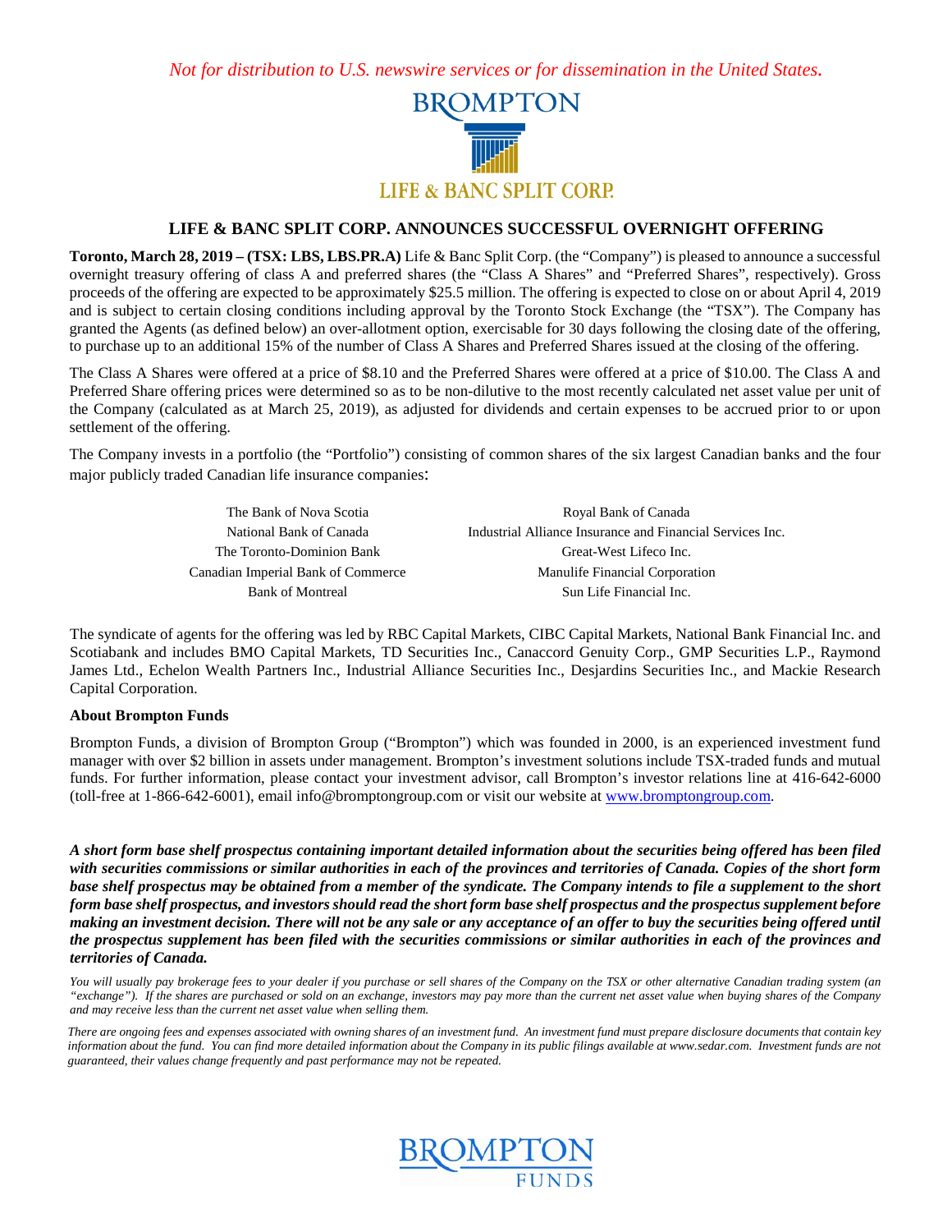*Not for distribution to U.S. newswire services or for dissemination in the United States.*

BROMPTON

LIFE & BANC SPLIT CORP.

## LIFE & BANC SPLIT CORP. ANNOUNCES SUCCESSFUL OVERNIGHT OFFERING

**Toronto, March 28, 2019 – (TSX: LBS, LBS.PR.A)** Life & Banc Split Corp. (the "Company") is pleased to announce a successful overnight treasury offering of class A and preferred shares (the "Class A Shares" and "Preferred Shares", respectively). Gross proceeds of the offering are expected to be approximately $25.5 million. The offering is expected to close on or about April 4, 2019 and is subject to certain closing conditions including approval by the Toronto Stock Exchange (the "TSX"). The Company has granted the Agents (as defined below) an over-allotment option, exercisable for 30 days following the closing date of the offering, to purchase up to an additional 15% of the number of Class A Shares and Preferred Shares issued at the closing of the offering.

The Class A Shares were offered at a price of $8.10 and the Preferred Shares were offered at a price of $10.00. The Class A and Preferred Share offering prices were determined so as to be non-dilutive to the most recently calculated net asset value per unit of the Company (calculated as at March 25, 2019), as adjusted for dividends and certain expenses to be accrued prior to or upon settlement of the offering.

The Company invests in a portfolio (the "Portfolio") consisting of common shares of the six largest Canadian banks and the four major publicly traded Canadian life insurance companies:

| | |
|---|---|
| The Bank of Nova Scotia | Royal Bank of Canada |
| National Bank of Canada | Industrial Alliance Insurance and Financial Services Inc. |
| The Toronto-Dominion Bank | Great-West Lifeco Inc. |
| Canadian Imperial Bank of Commerce | Manulife Financial Corporation |
| Bank of Montreal | Sun Life Financial Inc. |

The syndicate of agents for the offering was led by RBC Capital Markets, CIBC Capital Markets, National Bank Financial Inc. and Scotiabank and includes BMO Capital Markets, TD Securities Inc., Canaccord Genuity Corp., GMP Securities L.P., Raymond James Ltd., Echelon Wealth Partners Inc., Industrial Alliance Securities Inc., Desjardins Securities Inc., and Mackie Research Capital Corporation.

**About Brompton Funds**

Brompton Funds, a division of Brompton Group ("Brompton") which was founded in 2000, is an experienced investment fund manager with over $2 billion in assets under management. Brompton's investment solutions include TSX-traded funds and mutual funds. For further information, please contact your investment advisor, call Brompton's investor relations line at 416-642-6000 (toll-free at 1-866-642-6001), email info@bromptongroup.com or visit our website at www.bromptongroup.com.

***A short form base shelf prospectus containing important detailed information about the securities being offered has been filed with securities commissions or similar authorities in each of the provinces and territories of Canada. Copies of the short form base shelf prospectus may be obtained from a member of the syndicate. The Company intends to file a supplement to the short form base shelf prospectus, and investors should read the short form base shelf prospectus and the prospectus supplement before making an investment decision. There will not be any sale or any acceptance of an offer to buy the securities being offered until the prospectus supplement has been filed with the securities commissions or similar authorities in each of the provinces and territories of Canada.***

*You will usually pay brokerage fees to your dealer if you purchase or sell shares of the Company on the TSX or other alternative Canadian trading system (an "exchange"). If the shares are purchased or sold on an exchange, investors may pay more than the current net asset value when buying shares of the Company and may receive less than the current net asset value when selling them.*

*There are ongoing fees and expenses associated with owning shares of an investment fund. An investment fund must prepare disclosure documents that contain key information about the fund. You can find more detailed information about the Company in its public filings available at www.sedar.com. Investment funds are not guaranteed, their values change frequently and past performance may not be repeated.*

BROMPTON FUNDS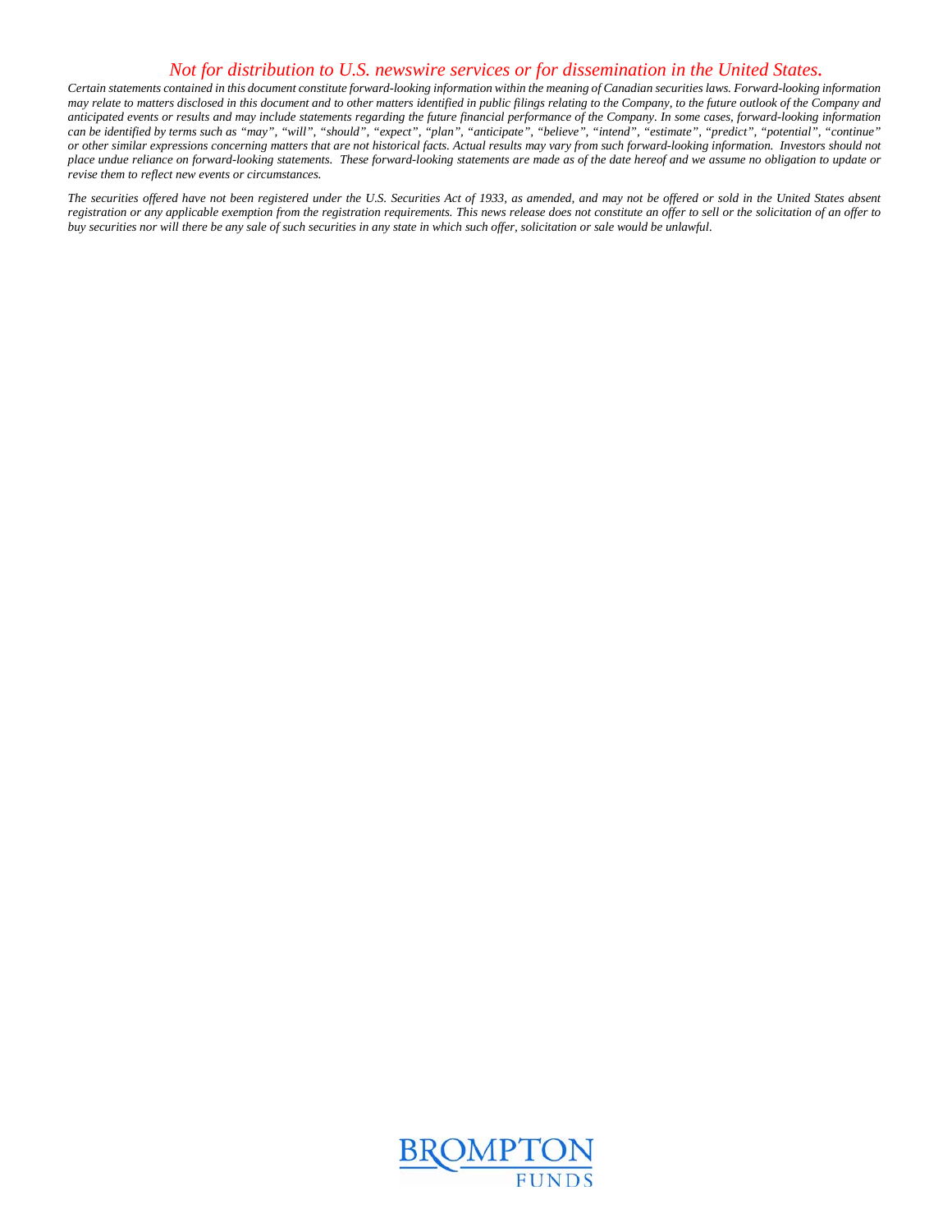*Not for distribution to U.S. newswire services or for dissemination in the United States.*

*Certain statements contained in this document constitute forward-looking information within the meaning of Canadian securities laws. Forward-looking information may relate to matters disclosed in this document and to other matters identified in public filings relating to the Company, to the future outlook of the Company and anticipated events or results and may include statements regarding the future financial performance of the Company. In some cases, forward-looking information can be identified by terms such as "may", "will", "should", "expect", "plan", "anticipate", "believe", "intend", "estimate", "predict", "potential", "continue" or other similar expressions concerning matters that are not historical facts. Actual results may vary from such forward-looking information. Investors should not place undue reliance on forward-looking statements. These forward-looking statements are made as of the date hereof and we assume no obligation to update or revise them to reflect new events or circumstances.*

*The securities offered have not been registered under the U.S. Securities Act of 1933, as amended, and may not be offered or sold in the United States absent registration or any applicable exemption from the registration requirements. This news release does not constitute an offer to sell or the solicitation of an offer to buy securities nor will there be any sale of such securities in any state in which such offer, solicitation or sale would be unlawful.*

BROMPTON FUNDS